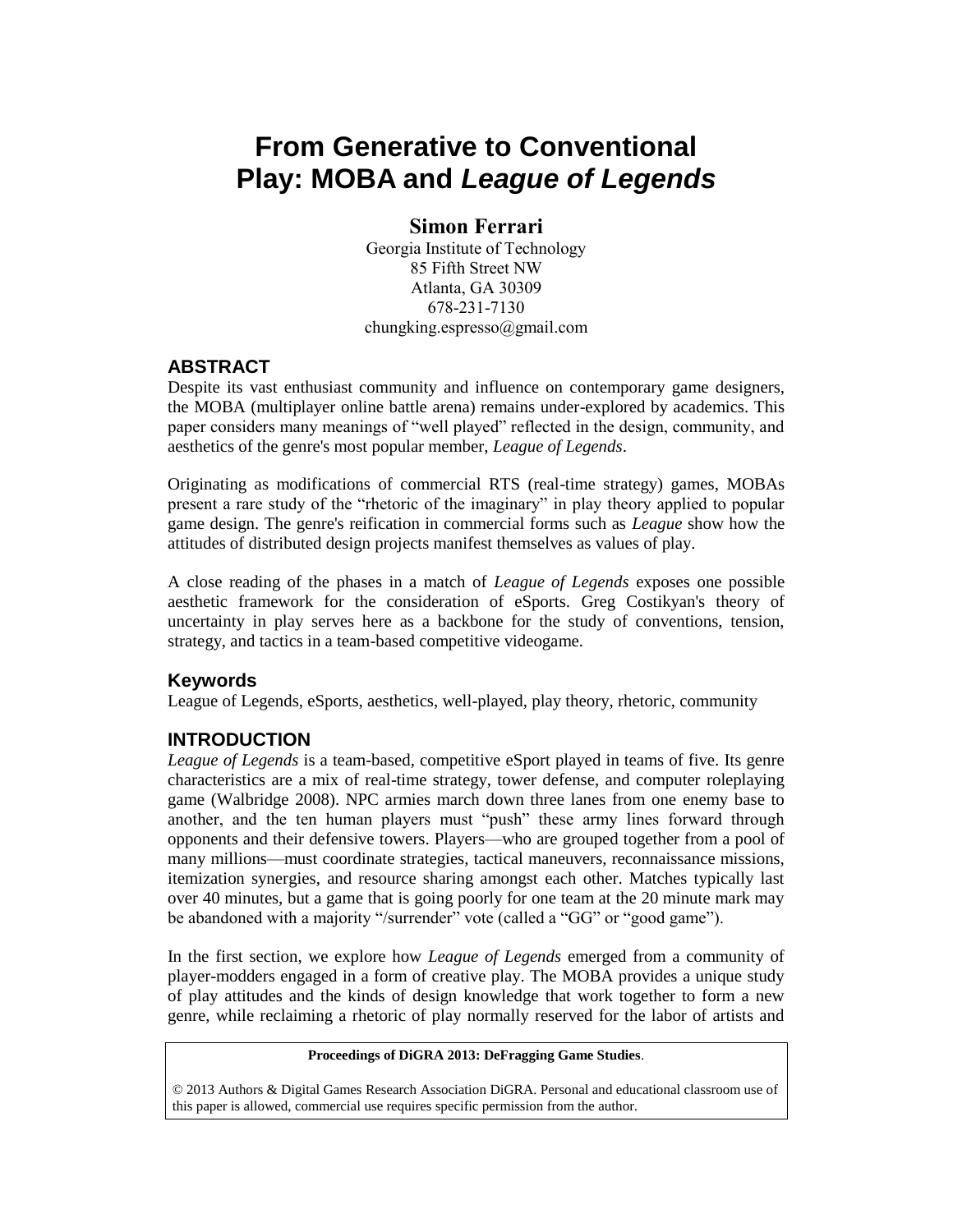# From Generative to Conventional Play: MOBA and *League of Legends*

**Simon Ferrari**

Georgia Institute of Technology
85 Fifth Street NW
Atlanta, GA 30309
678-231-7130
chungking.espresso@gmail.com

## ABSTRACT

Despite its vast enthusiast community and influence on contemporary game designers, the MOBA (multiplayer online battle arena) remains under-explored by academics. This paper considers many meanings of "well played" reflected in the design, community, and aesthetics of the genre's most popular member, *League of Legends*.

Originating as modifications of commercial RTS (real-time strategy) games, MOBAs present a rare study of the "rhetoric of the imaginary" in play theory applied to popular game design. The genre's reification in commercial forms such as *League* show how the attitudes of distributed design projects manifest themselves as values of play.

A close reading of the phases in a match of *League of Legends* exposes one possible aesthetic framework for the consideration of eSports. Greg Costikyan's theory of uncertainty in play serves here as a backbone for the study of conventions, tension, strategy, and tactics in a team-based competitive videogame.

### Keywords

League of Legends, eSports, aesthetics, well-played, play theory, rhetoric, community

## INTRODUCTION

*League of Legends* is a team-based, competitive eSport played in teams of five. Its genre characteristics are a mix of real-time strategy, tower defense, and computer roleplaying game (Walbridge 2008). NPC armies march down three lanes from one enemy base to another, and the ten human players must "push" these army lines forward through opponents and their defensive towers. Players—who are grouped together from a pool of many millions—must coordinate strategies, tactical maneuvers, reconnaissance missions, itemization synergies, and resource sharing amongst each other. Matches typically last over 40 minutes, but a game that is going poorly for one team at the 20 minute mark may be abandoned with a majority "/surrender" vote (called a "GG" or "good game").

In the first section, we explore how *League of Legends* emerged from a community of player-modders engaged in a form of creative play. The MOBA provides a unique study of play attitudes and the kinds of design knowledge that work together to form a new genre, while reclaiming a rhetoric of play normally reserved for the labor of artists and

**Proceedings of DiGRA 2013: DeFragging Game Studies**.

© 2013 Authors & Digital Games Research Association DiGRA. Personal and educational classroom use of this paper is allowed, commercial use requires specific permission from the author.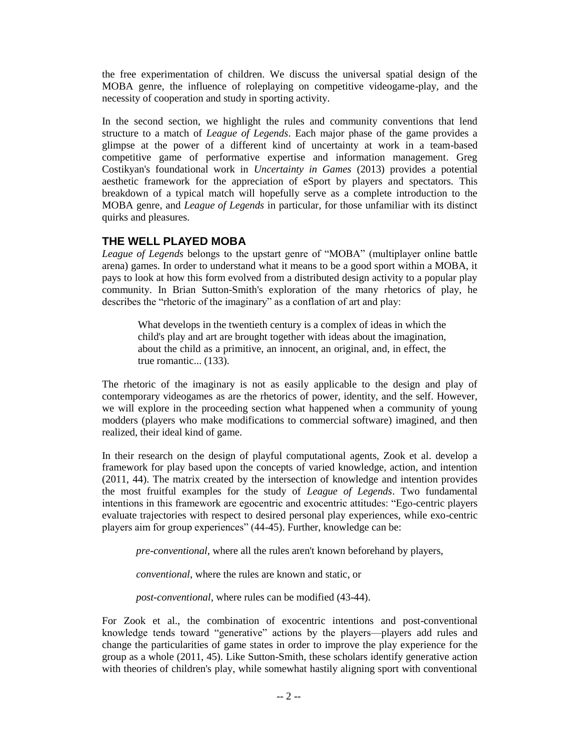the free experimentation of children. We discuss the universal spatial design of the MOBA genre, the influence of roleplaying on competitive videogame-play, and the necessity of cooperation and study in sporting activity.

In the second section, we highlight the rules and community conventions that lend structure to a match of *League of Legends*. Each major phase of the game provides a glimpse at the power of a different kind of uncertainty at work in a team-based competitive game of performative expertise and information management. Greg Costikyan's foundational work in *Uncertainty in Games* (2013) provides a potential aesthetic framework for the appreciation of eSport by players and spectators. This breakdown of a typical match will hopefully serve as a complete introduction to the MOBA genre, and *League of Legends* in particular, for those unfamiliar with its distinct quirks and pleasures.

## THE WELL PLAYED MOBA

*League of Legends* belongs to the upstart genre of "MOBA" (multiplayer online battle arena) games. In order to understand what it means to be a good sport within a MOBA, it pays to look at how this form evolved from a distributed design activity to a popular play community. In Brian Sutton-Smith's exploration of the many rhetorics of play, he describes the "rhetoric of the imaginary" as a conflation of art and play:

> What develops in the twentieth century is a complex of ideas in which the child's play and art are brought together with ideas about the imagination, about the child as a primitive, an innocent, an original, and, in effect, the true romantic... (133).

The rhetoric of the imaginary is not as easily applicable to the design and play of contemporary videogames as are the rhetorics of power, identity, and the self. However, we will explore in the proceeding section what happened when a community of young modders (players who make modifications to commercial software) imagined, and then realized, their ideal kind of game.

In their research on the design of playful computational agents, Zook et al. develop a framework for play based upon the concepts of varied knowledge, action, and intention (2011, 44). The matrix created by the intersection of knowledge and intention provides the most fruitful examples for the study of *League of Legends*. Two fundamental intentions in this framework are egocentric and exocentric attitudes: "Ego-centric players evaluate trajectories with respect to desired personal play experiences, while exo-centric players aim for group experiences" (44-45). Further, knowledge can be:

> *pre-conventional*, where all the rules aren't known beforehand by players,
>
> *conventional*, where the rules are known and static, or
>
> *post-conventional*, where rules can be modified (43-44).

For Zook et al., the combination of exocentric intentions and post-conventional knowledge tends toward "generative" actions by the players—players add rules and change the particularities of game states in order to improve the play experience for the group as a whole (2011, 45). Like Sutton-Smith, these scholars identify generative action with theories of children's play, while somewhat hastily aligning sport with conventional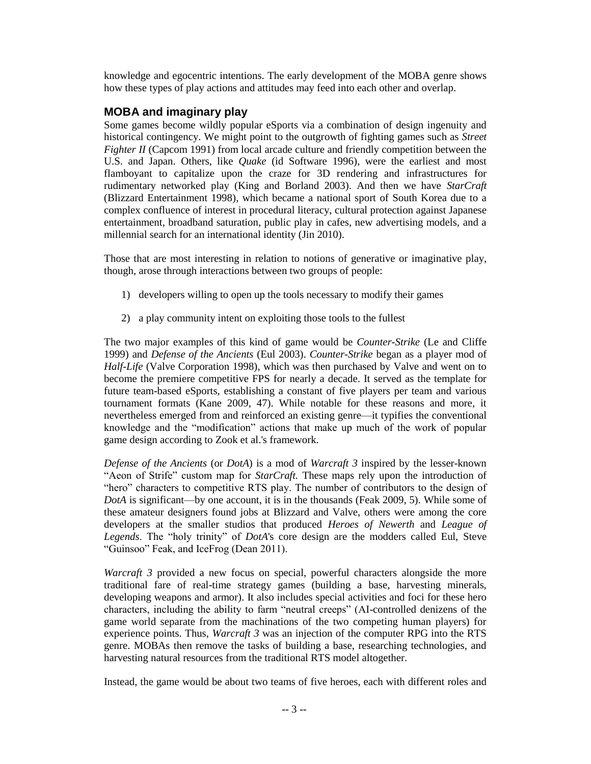knowledge and egocentric intentions. The early development of the MOBA genre shows how these types of play actions and attitudes may feed into each other and overlap.

## MOBA and imaginary play

Some games become wildly popular eSports via a combination of design ingenuity and historical contingency. We might point to the outgrowth of fighting games such as *Street Fighter II* (Capcom 1991) from local arcade culture and friendly competition between the U.S. and Japan. Others, like *Quake* (id Software 1996), were the earliest and most flamboyant to capitalize upon the craze for 3D rendering and infrastructures for rudimentary networked play (King and Borland 2003). And then we have *StarCraft* (Blizzard Entertainment 1998), which became a national sport of South Korea due to a complex confluence of interest in procedural literacy, cultural protection against Japanese entertainment, broadband saturation, public play in cafes, new advertising models, and a millennial search for an international identity (Jin 2010).

Those that are most interesting in relation to notions of generative or imaginative play, though, arose through interactions between two groups of people:

1) developers willing to open up the tools necessary to modify their games

2) a play community intent on exploiting those tools to the fullest

The two major examples of this kind of game would be *Counter-Strike* (Le and Cliffe 1999) and *Defense of the Ancients* (Eul 2003). *Counter-Strike* began as a player mod of *Half-Life* (Valve Corporation 1998), which was then purchased by Valve and went on to become the premiere competitive FPS for nearly a decade. It served as the template for future team-based eSports, establishing a constant of five players per team and various tournament formats (Kane 2009, 47). While notable for these reasons and more, it nevertheless emerged from and reinforced an existing genre—it typifies the conventional knowledge and the "modification" actions that make up much of the work of popular game design according to Zook et al.'s framework.

*Defense of the Ancients* (or *DotA*) is a mod of *Warcraft 3* inspired by the lesser-known "Aeon of Strife" custom map for *StarCraft.* These maps rely upon the introduction of "hero" characters to competitive RTS play. The number of contributors to the design of *DotA* is significant—by one account, it is in the thousands (Feak 2009, 5). While some of these amateur designers found jobs at Blizzard and Valve, others were among the core developers at the smaller studios that produced *Heroes of Newerth* and *League of Legends*. The "holy trinity" of *DotA*'s core design are the modders called Eul, Steve "Guinsoo" Feak, and IceFrog (Dean 2011).

*Warcraft 3* provided a new focus on special, powerful characters alongside the more traditional fare of real-time strategy games (building a base, harvesting minerals, developing weapons and armor). It also includes special activities and foci for these hero characters, including the ability to farm "neutral creeps" (AI-controlled denizens of the game world separate from the machinations of the two competing human players) for experience points. Thus, *Warcraft 3* was an injection of the computer RPG into the RTS genre. MOBAs then remove the tasks of building a base, researching technologies, and harvesting natural resources from the traditional RTS model altogether.

Instead, the game would be about two teams of five heroes, each with different roles and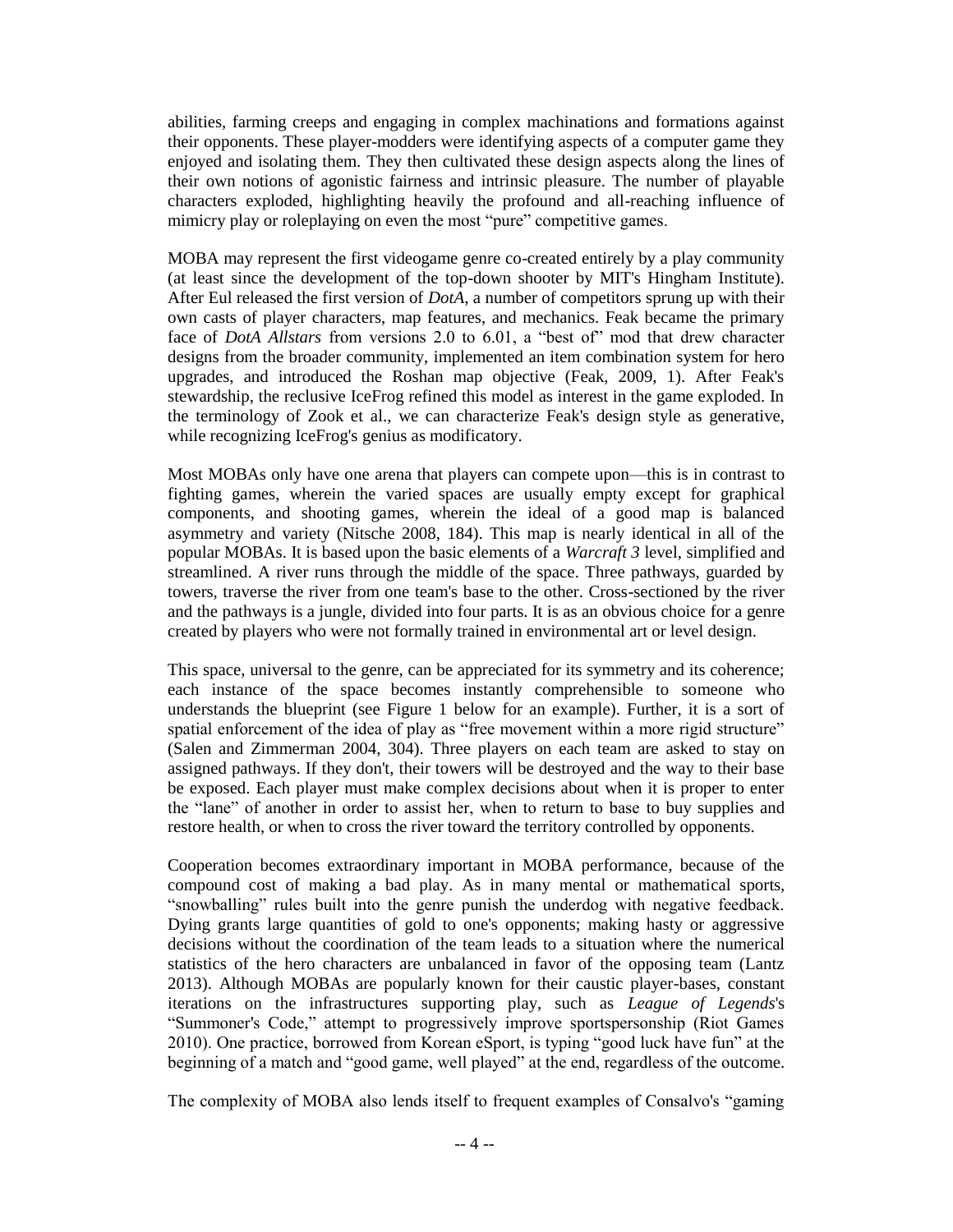abilities, farming creeps and engaging in complex machinations and formations against their opponents. These player-modders were identifying aspects of a computer game they enjoyed and isolating them. They then cultivated these design aspects along the lines of their own notions of agonistic fairness and intrinsic pleasure. The number of playable characters exploded, highlighting heavily the profound and all-reaching influence of mimicry play or roleplaying on even the most "pure" competitive games.

MOBA may represent the first videogame genre co-created entirely by a play community (at least since the development of the top-down shooter by MIT's Hingham Institute). After Eul released the first version of *DotA*, a number of competitors sprung up with their own casts of player characters, map features, and mechanics. Feak became the primary face of *DotA Allstars* from versions 2.0 to 6.01, a "best of" mod that drew character designs from the broader community, implemented an item combination system for hero upgrades, and introduced the Roshan map objective (Feak, 2009, 1). After Feak's stewardship, the reclusive IceFrog refined this model as interest in the game exploded. In the terminology of Zook et al., we can characterize Feak's design style as generative, while recognizing IceFrog's genius as modificatory.

Most MOBAs only have one arena that players can compete upon—this is in contrast to fighting games, wherein the varied spaces are usually empty except for graphical components, and shooting games, wherein the ideal of a good map is balanced asymmetry and variety (Nitsche 2008, 184). This map is nearly identical in all of the popular MOBAs. It is based upon the basic elements of a *Warcraft 3* level, simplified and streamlined. A river runs through the middle of the space. Three pathways, guarded by towers, traverse the river from one team's base to the other. Cross-sectioned by the river and the pathways is a jungle, divided into four parts. It is as an obvious choice for a genre created by players who were not formally trained in environmental art or level design.

This space, universal to the genre, can be appreciated for its symmetry and its coherence; each instance of the space becomes instantly comprehensible to someone who understands the blueprint (see Figure 1 below for an example). Further, it is a sort of spatial enforcement of the idea of play as "free movement within a more rigid structure" (Salen and Zimmerman 2004, 304). Three players on each team are asked to stay on assigned pathways. If they don't, their towers will be destroyed and the way to their base be exposed. Each player must make complex decisions about when it is proper to enter the "lane" of another in order to assist her, when to return to base to buy supplies and restore health, or when to cross the river toward the territory controlled by opponents.

Cooperation becomes extraordinary important in MOBA performance, because of the compound cost of making a bad play. As in many mental or mathematical sports, "snowballing" rules built into the genre punish the underdog with negative feedback. Dying grants large quantities of gold to one's opponents; making hasty or aggressive decisions without the coordination of the team leads to a situation where the numerical statistics of the hero characters are unbalanced in favor of the opposing team (Lantz 2013). Although MOBAs are popularly known for their caustic player-bases, constant iterations on the infrastructures supporting play, such as *League of Legends*'s "Summoner's Code," attempt to progressively improve sportspersonship (Riot Games 2010). One practice, borrowed from Korean eSport, is typing "good luck have fun" at the beginning of a match and "good game, well played" at the end, regardless of the outcome.

The complexity of MOBA also lends itself to frequent examples of Consalvo's "gaming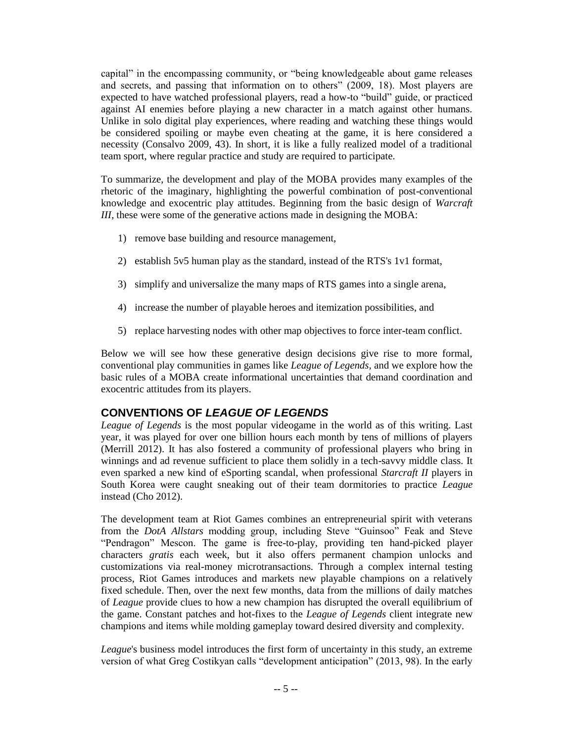capital" in the encompassing community, or "being knowledgeable about game releases and secrets, and passing that information on to others" (2009, 18). Most players are expected to have watched professional players, read a how-to "build" guide, or practiced against AI enemies before playing a new character in a match against other humans. Unlike in solo digital play experiences, where reading and watching these things would be considered spoiling or maybe even cheating at the game, it is here considered a necessity (Consalvo 2009, 43). In short, it is like a fully realized model of a traditional team sport, where regular practice and study are required to participate.

To summarize, the development and play of the MOBA provides many examples of the rhetoric of the imaginary, highlighting the powerful combination of post-conventional knowledge and exocentric play attitudes. Beginning from the basic design of *Warcraft III*, these were some of the generative actions made in designing the MOBA:

1) remove base building and resource management,

2) establish 5v5 human play as the standard, instead of the RTS's 1v1 format,

3) simplify and universalize the many maps of RTS games into a single arena,

4) increase the number of playable heroes and itemization possibilities, and

5) replace harvesting nodes with other map objectives to force inter-team conflict.

Below we will see how these generative design decisions give rise to more formal, conventional play communities in games like *League of Legends*, and we explore how the basic rules of a MOBA create informational uncertainties that demand coordination and exocentric attitudes from its players.

## CONVENTIONS OF *LEAGUE OF LEGENDS*

*League of Legends* is the most popular videogame in the world as of this writing. Last year, it was played for over one billion hours each month by tens of millions of players (Merrill 2012). It has also fostered a community of professional players who bring in winnings and ad revenue sufficient to place them solidly in a tech-savvy middle class. It even sparked a new kind of eSporting scandal, when professional *Starcraft II* players in South Korea were caught sneaking out of their team dormitories to practice *League* instead (Cho 2012).

The development team at Riot Games combines an entrepreneurial spirit with veterans from the *DotA Allstars* modding group, including Steve "Guinsoo" Feak and Steve "Pendragon" Mescon. The game is free-to-play, providing ten hand-picked player characters *gratis* each week, but it also offers permanent champion unlocks and customizations via real-money microtransactions. Through a complex internal testing process, Riot Games introduces and markets new playable champions on a relatively fixed schedule. Then, over the next few months, data from the millions of daily matches of *League* provide clues to how a new champion has disrupted the overall equilibrium of the game. Constant patches and hot-fixes to the *League of Legends* client integrate new champions and items while molding gameplay toward desired diversity and complexity.

*League*'s business model introduces the first form of uncertainty in this study, an extreme version of what Greg Costikyan calls "development anticipation" (2013, 98). In the early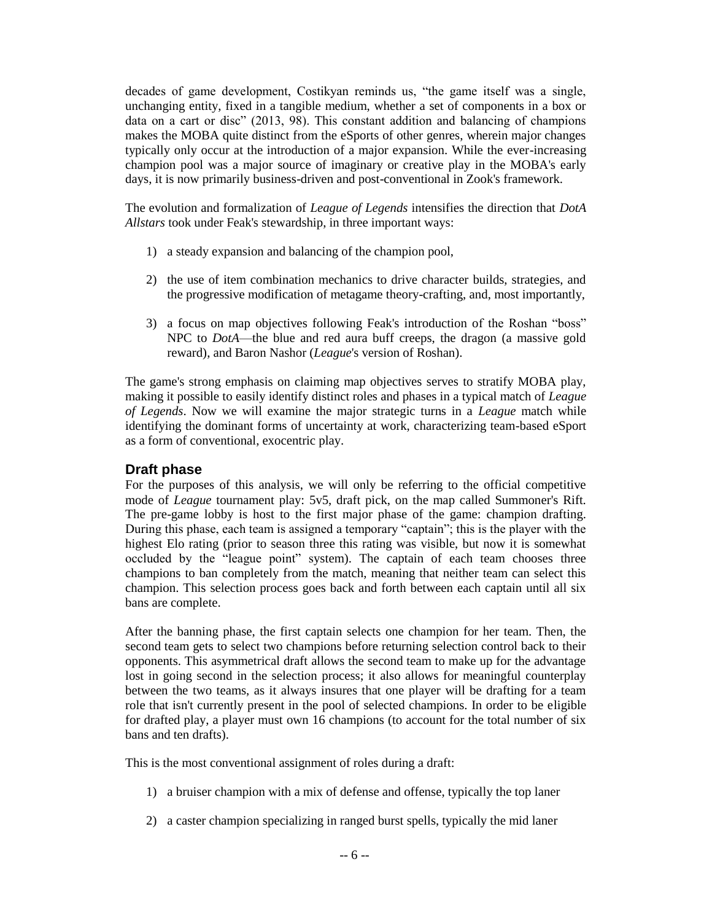decades of game development, Costikyan reminds us, "the game itself was a single, unchanging entity, fixed in a tangible medium, whether a set of components in a box or data on a cart or disc" (2013, 98). This constant addition and balancing of champions makes the MOBA quite distinct from the eSports of other genres, wherein major changes typically only occur at the introduction of a major expansion. While the ever-increasing champion pool was a major source of imaginary or creative play in the MOBA's early days, it is now primarily business-driven and post-conventional in Zook's framework.

The evolution and formalization of *League of Legends* intensifies the direction that *DotA Allstars* took under Feak's stewardship, in three important ways:

1) a steady expansion and balancing of the champion pool,

2) the use of item combination mechanics to drive character builds, strategies, and the progressive modification of metagame theory-crafting, and, most importantly,

3) a focus on map objectives following Feak's introduction of the Roshan "boss" NPC to *DotA*—the blue and red aura buff creeps, the dragon (a massive gold reward), and Baron Nashor (*League*'s version of Roshan).

The game's strong emphasis on claiming map objectives serves to stratify MOBA play, making it possible to easily identify distinct roles and phases in a typical match of *League of Legends*. Now we will examine the major strategic turns in a *League* match while identifying the dominant forms of uncertainty at work, characterizing team-based eSport as a form of conventional, exocentric play.

## Draft phase

For the purposes of this analysis, we will only be referring to the official competitive mode of *League* tournament play: 5v5, draft pick, on the map called Summoner's Rift. The pre-game lobby is host to the first major phase of the game: champion drafting. During this phase, each team is assigned a temporary "captain"; this is the player with the highest Elo rating (prior to season three this rating was visible, but now it is somewhat occluded by the "league point" system). The captain of each team chooses three champions to ban completely from the match, meaning that neither team can select this champion. This selection process goes back and forth between each captain until all six bans are complete.

After the banning phase, the first captain selects one champion for her team. Then, the second team gets to select two champions before returning selection control back to their opponents. This asymmetrical draft allows the second team to make up for the advantage lost in going second in the selection process; it also allows for meaningful counterplay between the two teams, as it always insures that one player will be drafting for a team role that isn't currently present in the pool of selected champions. In order to be eligible for drafted play, a player must own 16 champions (to account for the total number of six bans and ten drafts).

This is the most conventional assignment of roles during a draft:

1) a bruiser champion with a mix of defense and offense, typically the top laner

2) a caster champion specializing in ranged burst spells, typically the mid laner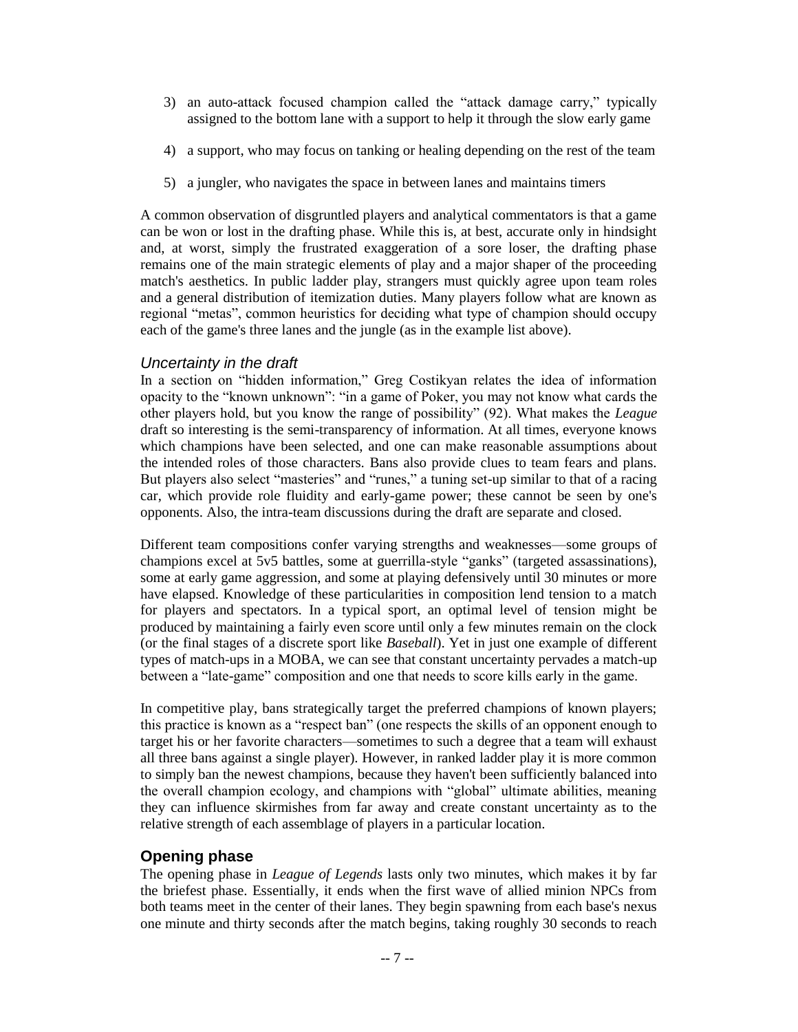3) an auto-attack focused champion called the "attack damage carry," typically assigned to the bottom lane with a support to help it through the slow early game

4) a support, who may focus on tanking or healing depending on the rest of the team

5) a jungler, who navigates the space in between lanes and maintains timers

A common observation of disgruntled players and analytical commentators is that a game can be won or lost in the drafting phase. While this is, at best, accurate only in hindsight and, at worst, simply the frustrated exaggeration of a sore loser, the drafting phase remains one of the main strategic elements of play and a major shaper of the proceeding match's aesthetics. In public ladder play, strangers must quickly agree upon team roles and a general distribution of itemization duties. Many players follow what are known as regional "metas", common heuristics for deciding what type of champion should occupy each of the game's three lanes and the jungle (as in the example list above).

### *Uncertainty in the draft*

In a section on "hidden information," Greg Costikyan relates the idea of information opacity to the "known unknown": "in a game of Poker, you may not know what cards the other players hold, but you know the range of possibility" (92). What makes the *League* draft so interesting is the semi-transparency of information. At all times, everyone knows which champions have been selected, and one can make reasonable assumptions about the intended roles of those characters. Bans also provide clues to team fears and plans. But players also select "masteries" and "runes," a tuning set-up similar to that of a racing car, which provide role fluidity and early-game power; these cannot be seen by one's opponents. Also, the intra-team discussions during the draft are separate and closed.

Different team compositions confer varying strengths and weaknesses—some groups of champions excel at 5v5 battles, some at guerrilla-style "ganks" (targeted assassinations), some at early game aggression, and some at playing defensively until 30 minutes or more have elapsed. Knowledge of these particularities in composition lend tension to a match for players and spectators. In a typical sport, an optimal level of tension might be produced by maintaining a fairly even score until only a few minutes remain on the clock (or the final stages of a discrete sport like *Baseball*). Yet in just one example of different types of match-ups in a MOBA, we can see that constant uncertainty pervades a match-up between a "late-game" composition and one that needs to score kills early in the game.

In competitive play, bans strategically target the preferred champions of known players; this practice is known as a "respect ban" (one respects the skills of an opponent enough to target his or her favorite characters—sometimes to such a degree that a team will exhaust all three bans against a single player). However, in ranked ladder play it is more common to simply ban the newest champions, because they haven't been sufficiently balanced into the overall champion ecology, and champions with "global" ultimate abilities, meaning they can influence skirmishes from far away and create constant uncertainty as to the relative strength of each assemblage of players in a particular location.

## Opening phase

The opening phase in *League of Legends* lasts only two minutes, which makes it by far the briefest phase. Essentially, it ends when the first wave of allied minion NPCs from both teams meet in the center of their lanes. They begin spawning from each base's nexus one minute and thirty seconds after the match begins, taking roughly 30 seconds to reach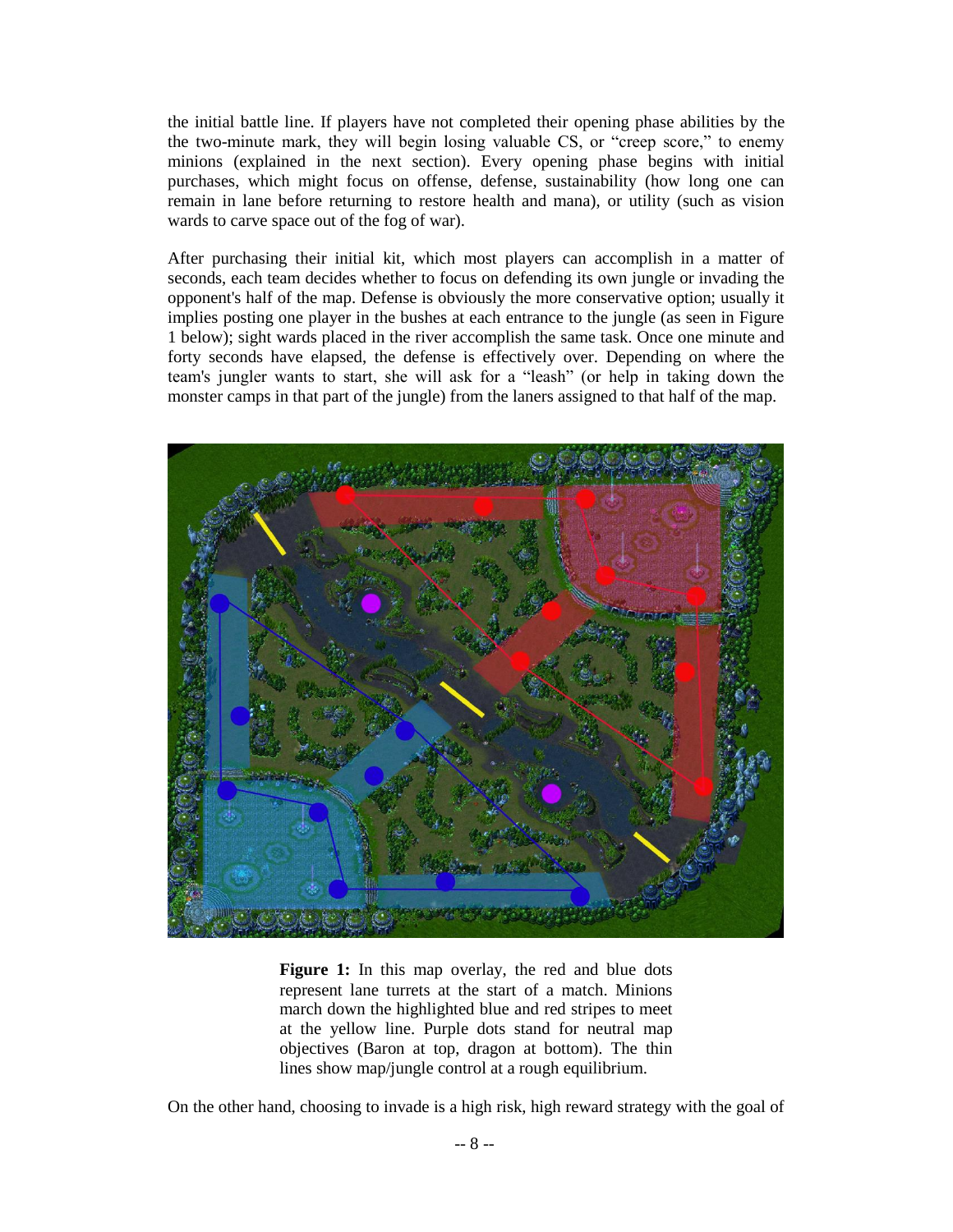the initial battle line. If players have not completed their opening phase abilities by the the two-minute mark, they will begin losing valuable CS, or "creep score," to enemy minions (explained in the next section). Every opening phase begins with initial purchases, which might focus on offense, defense, sustainability (how long one can remain in lane before returning to restore health and mana), or utility (such as vision wards to carve space out of the fog of war).

After purchasing their initial kit, which most players can accomplish in a matter of seconds, each team decides whether to focus on defending its own jungle or invading the opponent's half of the map. Defense is obviously the more conservative option; usually it implies posting one player in the bushes at each entrance to the jungle (as seen in Figure 1 below); sight wards placed in the river accomplish the same task. Once one minute and forty seconds have elapsed, the defense is effectively over. Depending on where the team's jungler wants to start, she will ask for a "leash" (or help in taking down the monster camps in that part of the jungle) from the laners assigned to that half of the map.

**Figure 1:** In this map overlay, the red and blue dots represent lane turrets at the start of a match. Minions march down the highlighted blue and red stripes to meet at the yellow line. Purple dots stand for neutral map objectives (Baron at top, dragon at bottom). The thin lines show map/jungle control at a rough equilibrium.

On the other hand, choosing to invade is a high risk, high reward strategy with the goal of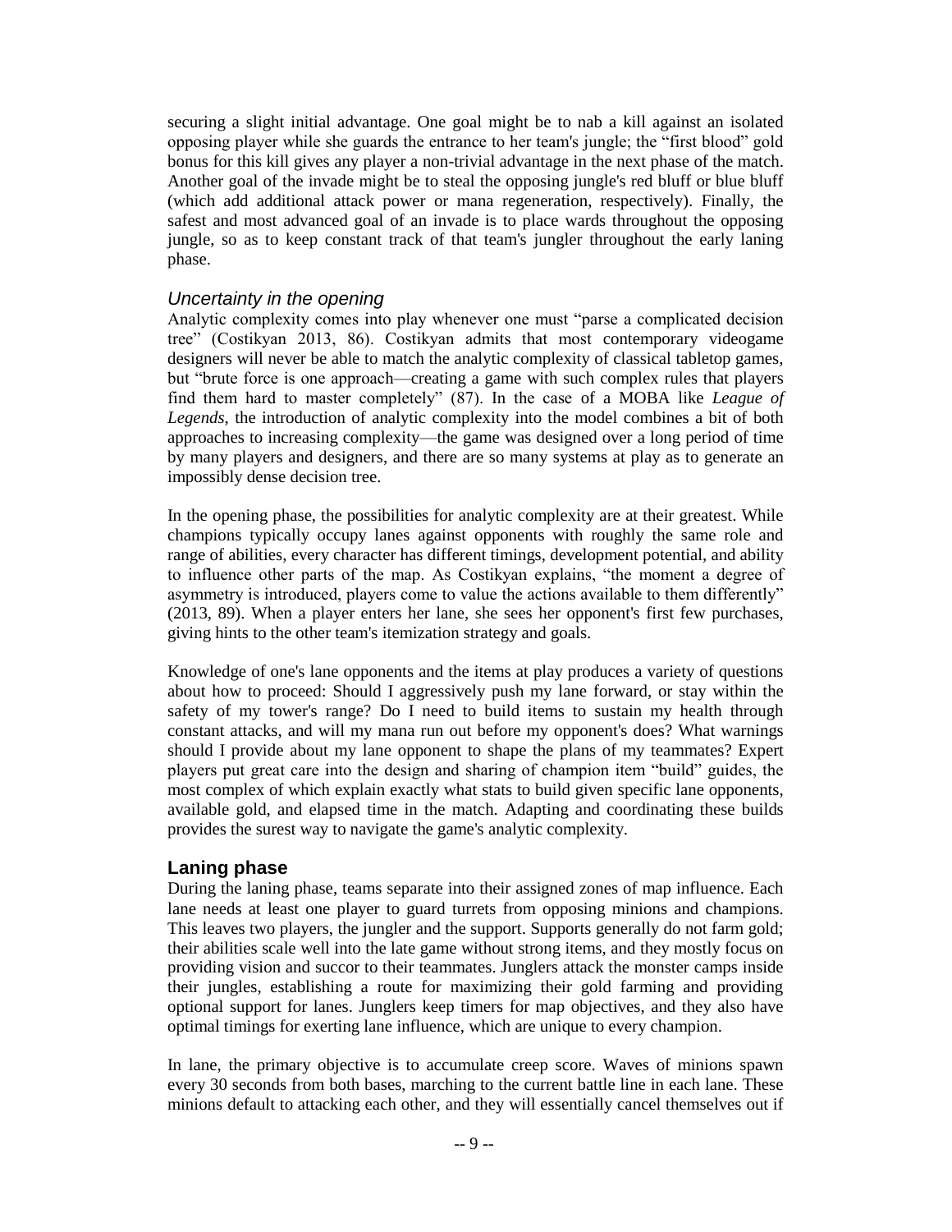securing a slight initial advantage. One goal might be to nab a kill against an isolated opposing player while she guards the entrance to her team's jungle; the "first blood" gold bonus for this kill gives any player a non-trivial advantage in the next phase of the match. Another goal of the invade might be to steal the opposing jungle's red bluff or blue bluff (which add additional attack power or mana regeneration, respectively). Finally, the safest and most advanced goal of an invade is to place wards throughout the opposing jungle, so as to keep constant track of that team's jungler throughout the early laning phase.

### *Uncertainty in the opening*

Analytic complexity comes into play whenever one must "parse a complicated decision tree" (Costikyan 2013, 86). Costikyan admits that most contemporary videogame designers will never be able to match the analytic complexity of classical tabletop games, but "brute force is one approach—creating a game with such complex rules that players find them hard to master completely" (87). In the case of a MOBA like *League of Legends*, the introduction of analytic complexity into the model combines a bit of both approaches to increasing complexity—the game was designed over a long period of time by many players and designers, and there are so many systems at play as to generate an impossibly dense decision tree.

In the opening phase, the possibilities for analytic complexity are at their greatest. While champions typically occupy lanes against opponents with roughly the same role and range of abilities, every character has different timings, development potential, and ability to influence other parts of the map. As Costikyan explains, "the moment a degree of asymmetry is introduced, players come to value the actions available to them differently" (2013, 89). When a player enters her lane, she sees her opponent's first few purchases, giving hints to the other team's itemization strategy and goals.

Knowledge of one's lane opponents and the items at play produces a variety of questions about how to proceed: Should I aggressively push my lane forward, or stay within the safety of my tower's range? Do I need to build items to sustain my health through constant attacks, and will my mana run out before my opponent's does? What warnings should I provide about my lane opponent to shape the plans of my teammates? Expert players put great care into the design and sharing of champion item "build" guides, the most complex of which explain exactly what stats to build given specific lane opponents, available gold, and elapsed time in the match. Adapting and coordinating these builds provides the surest way to navigate the game's analytic complexity.

## **Laning phase**

During the laning phase, teams separate into their assigned zones of map influence. Each lane needs at least one player to guard turrets from opposing minions and champions. This leaves two players, the jungler and the support. Supports generally do not farm gold; their abilities scale well into the late game without strong items, and they mostly focus on providing vision and succor to their teammates. Junglers attack the monster camps inside their jungles, establishing a route for maximizing their gold farming and providing optional support for lanes. Junglers keep timers for map objectives, and they also have optimal timings for exerting lane influence, which are unique to every champion.

In lane, the primary objective is to accumulate creep score. Waves of minions spawn every 30 seconds from both bases, marching to the current battle line in each lane. These minions default to attacking each other, and they will essentially cancel themselves out if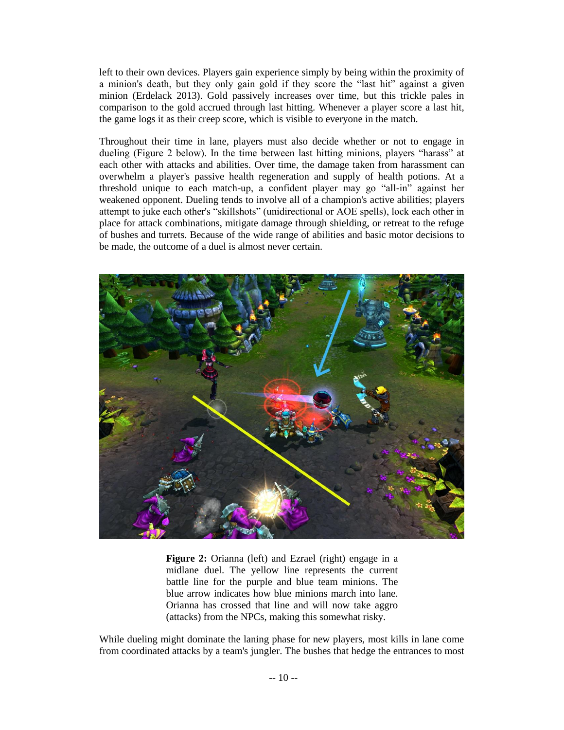left to their own devices. Players gain experience simply by being within the proximity of a minion's death, but they only gain gold if they score the "last hit" against a given minion (Erdelack 2013). Gold passively increases over time, but this trickle pales in comparison to the gold accrued through last hitting. Whenever a player score a last hit, the game logs it as their creep score, which is visible to everyone in the match.

Throughout their time in lane, players must also decide whether or not to engage in dueling (Figure 2 below). In the time between last hitting minions, players "harass" at each other with attacks and abilities. Over time, the damage taken from harassment can overwhelm a player's passive health regeneration and supply of health potions. At a threshold unique to each match-up, a confident player may go "all-in" against her weakened opponent. Dueling tends to involve all of a champion's active abilities; players attempt to juke each other's "skillshots" (unidirectional or AOE spells), lock each other in place for attack combinations, mitigate damage through shielding, or retreat to the refuge of bushes and turrets. Because of the wide range of abilities and basic motor decisions to be made, the outcome of a duel is almost never certain.

**Figure 2:** Orianna (left) and Ezrael (right) engage in a midlane duel. The yellow line represents the current battle line for the purple and blue team minions. The blue arrow indicates how blue minions march into lane. Orianna has crossed that line and will now take aggro (attacks) from the NPCs, making this somewhat risky.

While dueling might dominate the laning phase for new players, most kills in lane come from coordinated attacks by a team's jungler. The bushes that hedge the entrances to most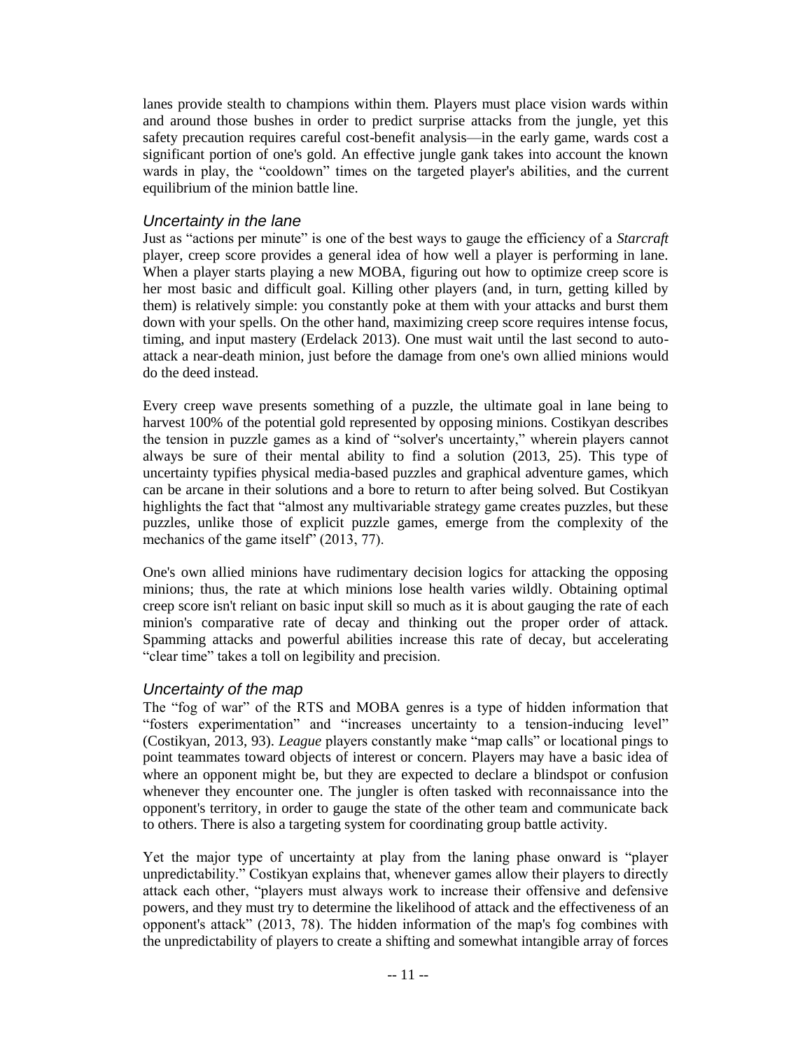lanes provide stealth to champions within them. Players must place vision wards within and around those bushes in order to predict surprise attacks from the jungle, yet this safety precaution requires careful cost-benefit analysis—in the early game, wards cost a significant portion of one's gold. An effective jungle gank takes into account the known wards in play, the "cooldown" times on the targeted player's abilities, and the current equilibrium of the minion battle line.

### *Uncertainty in the lane*

Just as "actions per minute" is one of the best ways to gauge the efficiency of a *Starcraft* player, creep score provides a general idea of how well a player is performing in lane. When a player starts playing a new MOBA, figuring out how to optimize creep score is her most basic and difficult goal. Killing other players (and, in turn, getting killed by them) is relatively simple: you constantly poke at them with your attacks and burst them down with your spells. On the other hand, maximizing creep score requires intense focus, timing, and input mastery (Erdelack 2013). One must wait until the last second to auto-attack a near-death minion, just before the damage from one's own allied minions would do the deed instead.

Every creep wave presents something of a puzzle, the ultimate goal in lane being to harvest 100% of the potential gold represented by opposing minions. Costikyan describes the tension in puzzle games as a kind of "solver's uncertainty," wherein players cannot always be sure of their mental ability to find a solution (2013, 25). This type of uncertainty typifies physical media-based puzzles and graphical adventure games, which can be arcane in their solutions and a bore to return to after being solved. But Costikyan highlights the fact that "almost any multivariable strategy game creates puzzles, but these puzzles, unlike those of explicit puzzle games, emerge from the complexity of the mechanics of the game itself" (2013, 77).

One's own allied minions have rudimentary decision logics for attacking the opposing minions; thus, the rate at which minions lose health varies wildly. Obtaining optimal creep score isn't reliant on basic input skill so much as it is about gauging the rate of each minion's comparative rate of decay and thinking out the proper order of attack. Spamming attacks and powerful abilities increase this rate of decay, but accelerating "clear time" takes a toll on legibility and precision.

### *Uncertainty of the map*

The "fog of war" of the RTS and MOBA genres is a type of hidden information that "fosters experimentation" and "increases uncertainty to a tension-inducing level" (Costikyan, 2013, 93). *League* players constantly make "map calls" or locational pings to point teammates toward objects of interest or concern. Players may have a basic idea of where an opponent might be, but they are expected to declare a blindspot or confusion whenever they encounter one. The jungler is often tasked with reconnaissance into the opponent's territory, in order to gauge the state of the other team and communicate back to others. There is also a targeting system for coordinating group battle activity.

Yet the major type of uncertainty at play from the laning phase onward is "player unpredictability." Costikyan explains that, whenever games allow their players to directly attack each other, "players must always work to increase their offensive and defensive powers, and they must try to determine the likelihood of attack and the effectiveness of an opponent's attack" (2013, 78). The hidden information of the map's fog combines with the unpredictability of players to create a shifting and somewhat intangible array of forces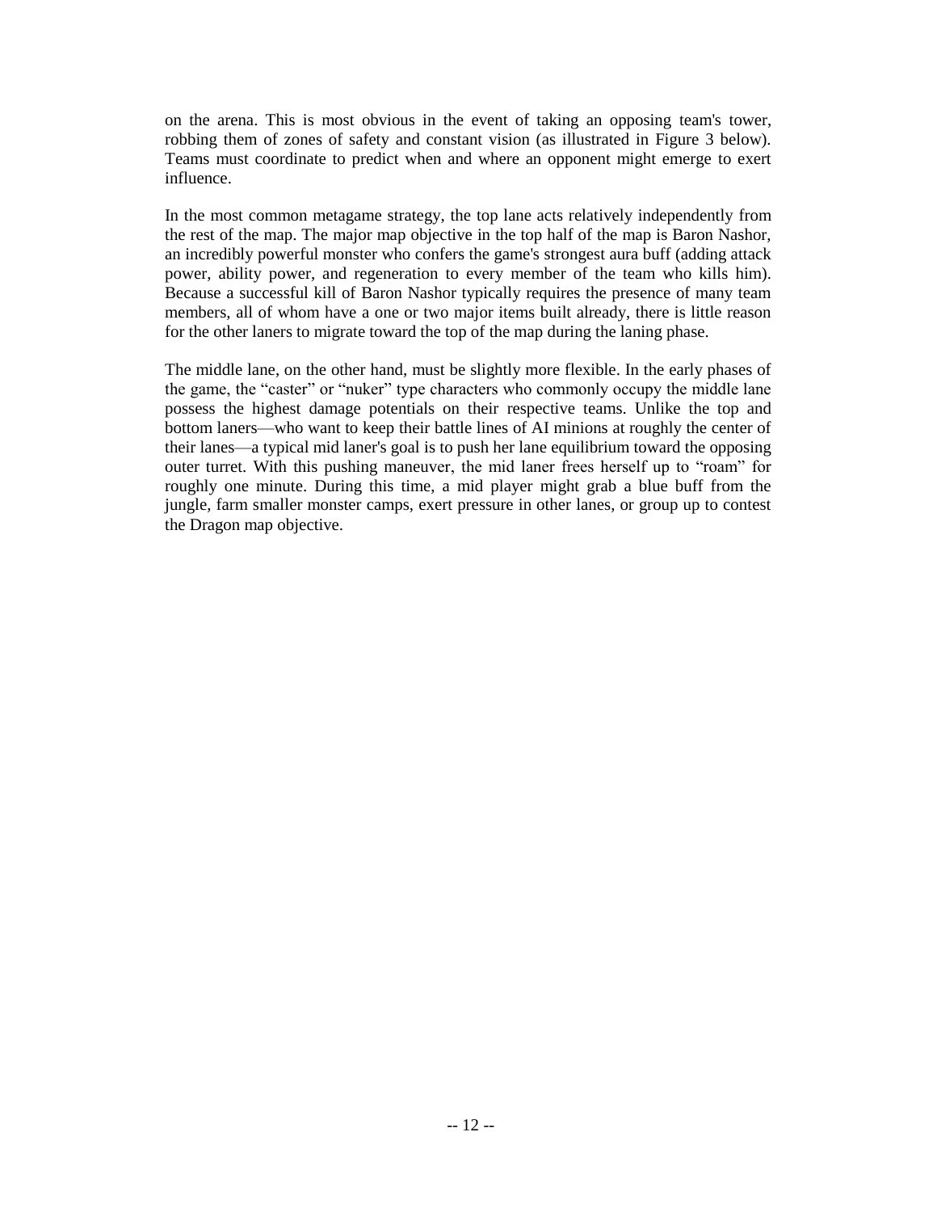on the arena. This is most obvious in the event of taking an opposing team's tower, robbing them of zones of safety and constant vision (as illustrated in Figure 3 below). Teams must coordinate to predict when and where an opponent might emerge to exert influence.

In the most common metagame strategy, the top lane acts relatively independently from the rest of the map. The major map objective in the top half of the map is Baron Nashor, an incredibly powerful monster who confers the game's strongest aura buff (adding attack power, ability power, and regeneration to every member of the team who kills him). Because a successful kill of Baron Nashor typically requires the presence of many team members, all of whom have a one or two major items built already, there is little reason for the other laners to migrate toward the top of the map during the laning phase.

The middle lane, on the other hand, must be slightly more flexible. In the early phases of the game, the "caster" or "nuker" type characters who commonly occupy the middle lane possess the highest damage potentials on their respective teams. Unlike the top and bottom laners—who want to keep their battle lines of AI minions at roughly the center of their lanes—a typical mid laner's goal is to push her lane equilibrium toward the opposing outer turret. With this pushing maneuver, the mid laner frees herself up to "roam" for roughly one minute. During this time, a mid player might grab a blue buff from the jungle, farm smaller monster camps, exert pressure in other lanes, or group up to contest the Dragon map objective.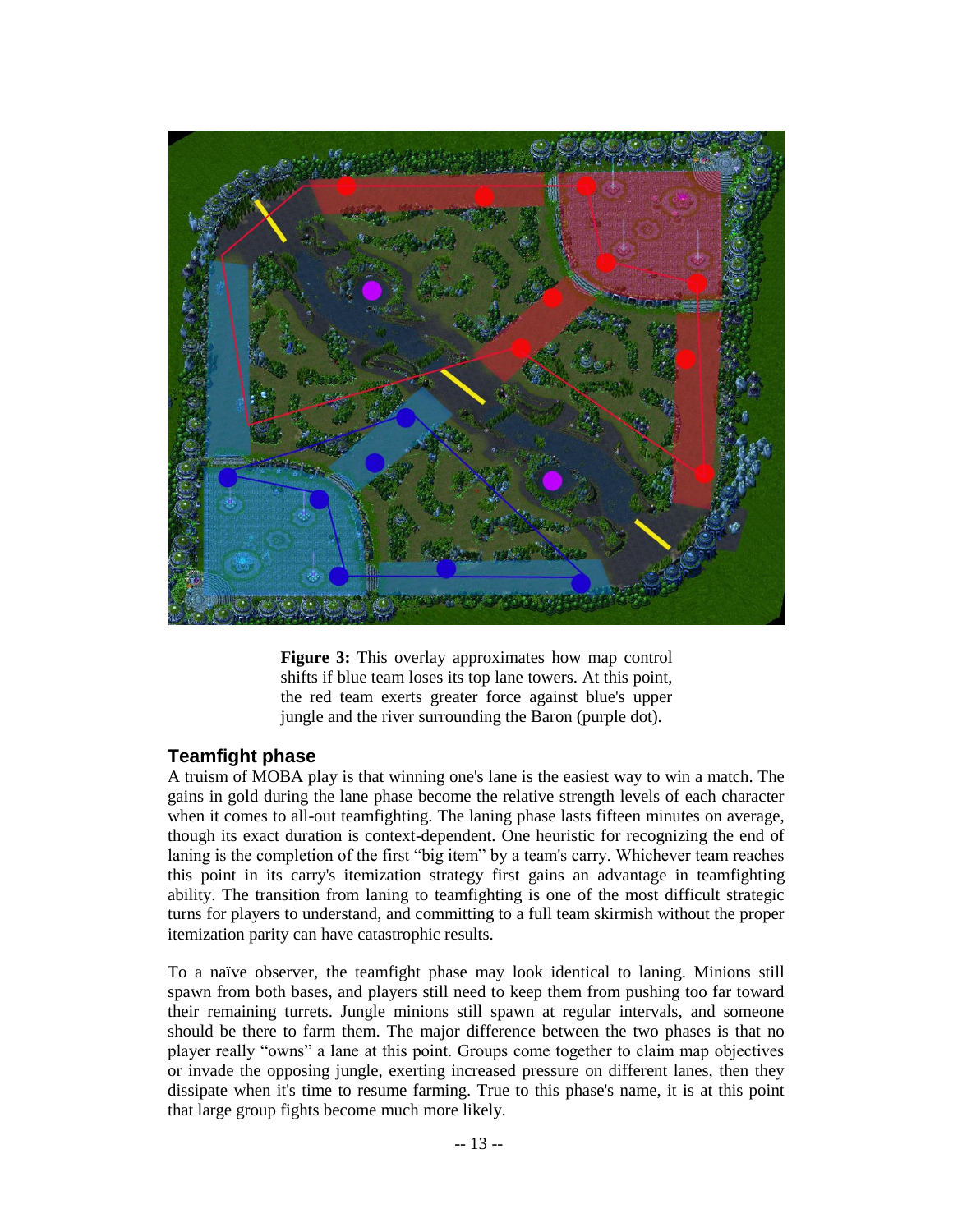**Figure 3:** This overlay approximates how map control shifts if blue team loses its top lane towers. At this point, the red team exerts greater force against blue's upper jungle and the river surrounding the Baron (purple dot).

## Teamfight phase

A truism of MOBA play is that winning one's lane is the easiest way to win a match. The gains in gold during the lane phase become the relative strength levels of each character when it comes to all-out teamfighting. The laning phase lasts fifteen minutes on average, though its exact duration is context-dependent. One heuristic for recognizing the end of laning is the completion of the first "big item" by a team's carry. Whichever team reaches this point in its carry's itemization strategy first gains an advantage in teamfighting ability. The transition from laning to teamfighting is one of the most difficult strategic turns for players to understand, and committing to a full team skirmish without the proper itemization parity can have catastrophic results.

To a naïve observer, the teamfight phase may look identical to laning. Minions still spawn from both bases, and players still need to keep them from pushing too far toward their remaining turrets. Jungle minions still spawn at regular intervals, and someone should be there to farm them. The major difference between the two phases is that no player really "owns" a lane at this point. Groups come together to claim map objectives or invade the opposing jungle, exerting increased pressure on different lanes, then they dissipate when it's time to resume farming. True to this phase's name, it is at this point that large group fights become much more likely.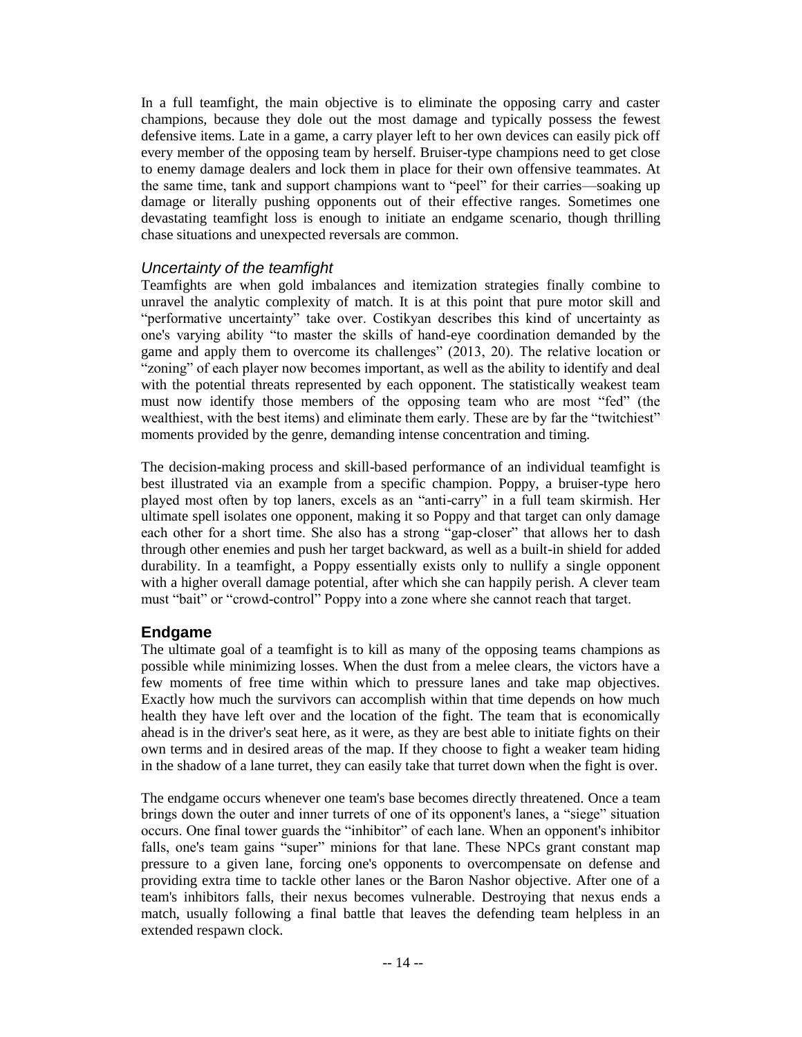In a full teamfight, the main objective is to eliminate the opposing carry and caster champions, because they dole out the most damage and typically possess the fewest defensive items. Late in a game, a carry player left to her own devices can easily pick off every member of the opposing team by herself. Bruiser-type champions need to get close to enemy damage dealers and lock them in place for their own offensive teammates. At the same time, tank and support champions want to "peel" for their carries—soaking up damage or literally pushing opponents out of their effective ranges. Sometimes one devastating teamfight loss is enough to initiate an endgame scenario, though thrilling chase situations and unexpected reversals are common.

### *Uncertainty of the teamfight*

Teamfights are when gold imbalances and itemization strategies finally combine to unravel the analytic complexity of match. It is at this point that pure motor skill and "performative uncertainty" take over. Costikyan describes this kind of uncertainty as one's varying ability "to master the skills of hand-eye coordination demanded by the game and apply them to overcome its challenges" (2013, 20). The relative location or "zoning" of each player now becomes important, as well as the ability to identify and deal with the potential threats represented by each opponent. The statistically weakest team must now identify those members of the opposing team who are most "fed" (the wealthiest, with the best items) and eliminate them early. These are by far the "twitchiest" moments provided by the genre, demanding intense concentration and timing.

The decision-making process and skill-based performance of an individual teamfight is best illustrated via an example from a specific champion. Poppy, a bruiser-type hero played most often by top laners, excels as an "anti-carry" in a full team skirmish. Her ultimate spell isolates one opponent, making it so Poppy and that target can only damage each other for a short time. She also has a strong "gap-closer" that allows her to dash through other enemies and push her target backward, as well as a built-in shield for added durability. In a teamfight, a Poppy essentially exists only to nullify a single opponent with a higher overall damage potential, after which she can happily perish. A clever team must "bait" or "crowd-control" Poppy into a zone where she cannot reach that target.

## **Endgame**

The ultimate goal of a teamfight is to kill as many of the opposing teams champions as possible while minimizing losses. When the dust from a melee clears, the victors have a few moments of free time within which to pressure lanes and take map objectives. Exactly how much the survivors can accomplish within that time depends on how much health they have left over and the location of the fight. The team that is economically ahead is in the driver's seat here, as it were, as they are best able to initiate fights on their own terms and in desired areas of the map. If they choose to fight a weaker team hiding in the shadow of a lane turret, they can easily take that turret down when the fight is over.

The endgame occurs whenever one team's base becomes directly threatened. Once a team brings down the outer and inner turrets of one of its opponent's lanes, a "siege" situation occurs. One final tower guards the "inhibitor" of each lane. When an opponent's inhibitor falls, one's team gains "super" minions for that lane. These NPCs grant constant map pressure to a given lane, forcing one's opponents to overcompensate on defense and providing extra time to tackle other lanes or the Baron Nashor objective. After one of a team's inhibitors falls, their nexus becomes vulnerable. Destroying that nexus ends a match, usually following a final battle that leaves the defending team helpless in an extended respawn clock.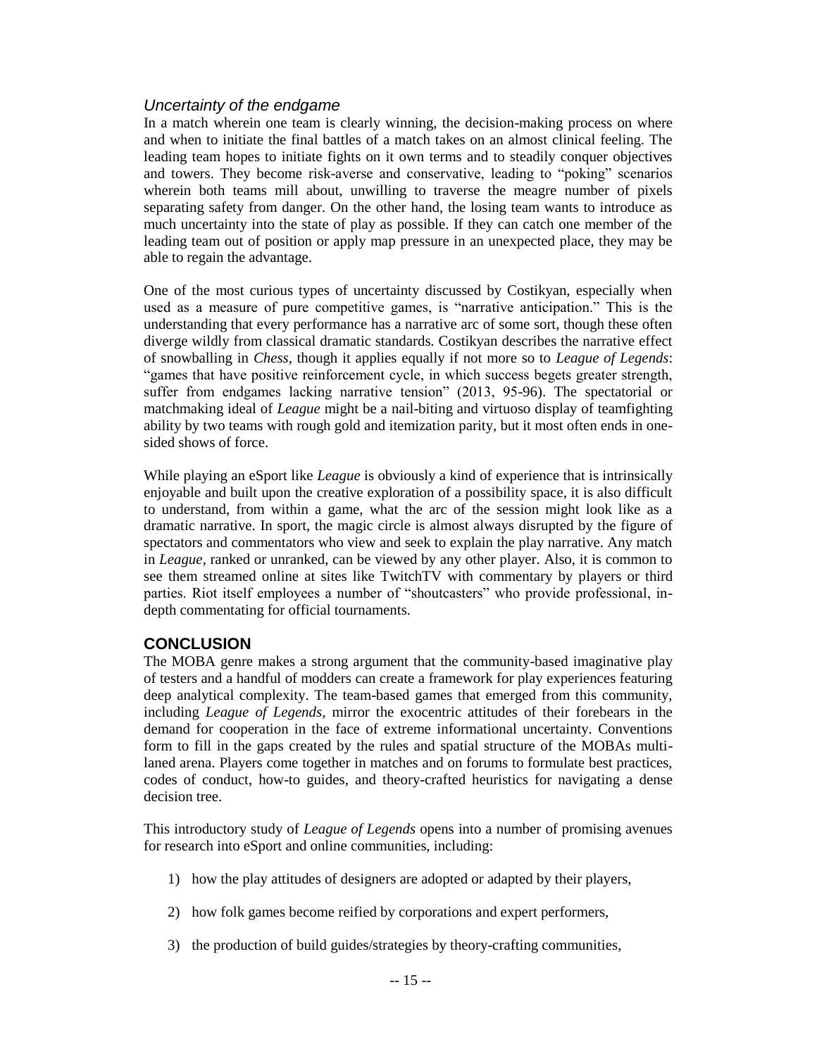### *Uncertainty of the endgame*

In a match wherein one team is clearly winning, the decision-making process on where and when to initiate the final battles of a match takes on an almost clinical feeling. The leading team hopes to initiate fights on it own terms and to steadily conquer objectives and towers. They become risk-averse and conservative, leading to "poking" scenarios wherein both teams mill about, unwilling to traverse the meagre number of pixels separating safety from danger. On the other hand, the losing team wants to introduce as much uncertainty into the state of play as possible. If they can catch one member of the leading team out of position or apply map pressure in an unexpected place, they may be able to regain the advantage.

One of the most curious types of uncertainty discussed by Costikyan, especially when used as a measure of pure competitive games, is "narrative anticipation." This is the understanding that every performance has a narrative arc of some sort, though these often diverge wildly from classical dramatic standards. Costikyan describes the narrative effect of snowballing in *Chess*, though it applies equally if not more so to *League of Legends*: "games that have positive reinforcement cycle, in which success begets greater strength, suffer from endgames lacking narrative tension" (2013, 95-96). The spectatorial or matchmaking ideal of *League* might be a nail-biting and virtuoso display of teamfighting ability by two teams with rough gold and itemization parity, but it most often ends in one-sided shows of force.

While playing an eSport like *League* is obviously a kind of experience that is intrinsically enjoyable and built upon the creative exploration of a possibility space, it is also difficult to understand, from within a game, what the arc of the session might look like as a dramatic narrative. In sport, the magic circle is almost always disrupted by the figure of spectators and commentators who view and seek to explain the play narrative. Any match in *League*, ranked or unranked, can be viewed by any other player. Also, it is common to see them streamed online at sites like TwitchTV with commentary by players or third parties. Riot itself employees a number of "shoutcasters" who provide professional, in-depth commentating for official tournaments.

## CONCLUSION

The MOBA genre makes a strong argument that the community-based imaginative play of testers and a handful of modders can create a framework for play experiences featuring deep analytical complexity. The team-based games that emerged from this community, including *League of Legends*, mirror the exocentric attitudes of their forebears in the demand for cooperation in the face of extreme informational uncertainty. Conventions form to fill in the gaps created by the rules and spatial structure of the MOBAs multi-laned arena. Players come together in matches and on forums to formulate best practices, codes of conduct, how-to guides, and theory-crafted heuristics for navigating a dense decision tree.

This introductory study of *League of Legends* opens into a number of promising avenues for research into eSport and online communities, including:

1) how the play attitudes of designers are adopted or adapted by their players,

2) how folk games become reified by corporations and expert performers,

3) the production of build guides/strategies by theory-crafting communities,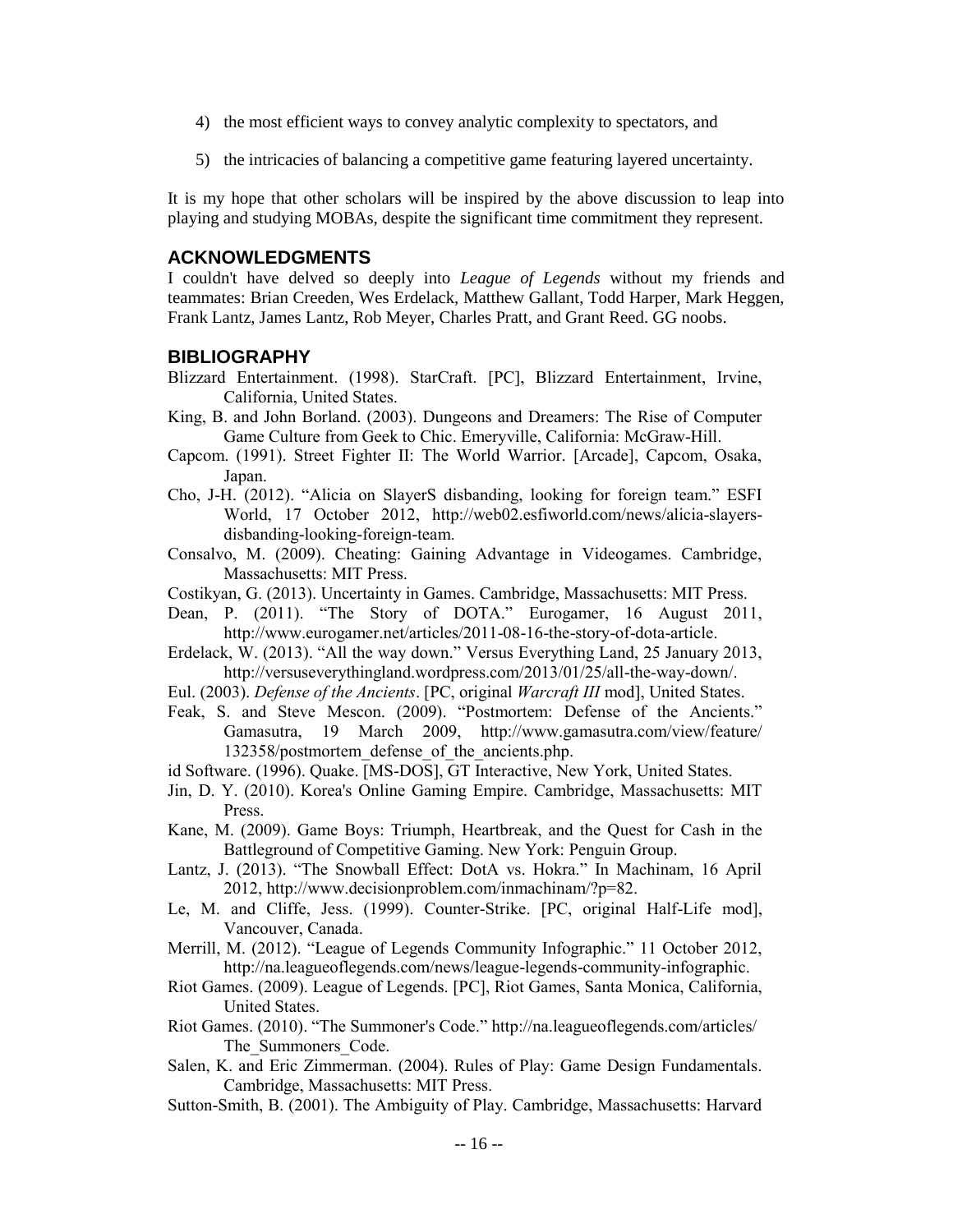4) the most efficient ways to convey analytic complexity to spectators, and

5) the intricacies of balancing a competitive game featuring layered uncertainty.

It is my hope that other scholars will be inspired by the above discussion to leap into playing and studying MOBAs, despite the significant time commitment they represent.

## ACKNOWLEDGMENTS

I couldn't have delved so deeply into *League of Legends* without my friends and teammates: Brian Creeden, Wes Erdelack, Matthew Gallant, Todd Harper, Mark Heggen, Frank Lantz, James Lantz, Rob Meyer, Charles Pratt, and Grant Reed. GG noobs.

## BIBLIOGRAPHY

Blizzard Entertainment. (1998). StarCraft. [PC], Blizzard Entertainment, Irvine, California, United States.

King, B. and John Borland. (2003). Dungeons and Dreamers: The Rise of Computer Game Culture from Geek to Chic. Emeryville, California: McGraw-Hill.

Capcom. (1991). Street Fighter II: The World Warrior. [Arcade], Capcom, Osaka, Japan.

Cho, J-H. (2012). "Alicia on SlayerS disbanding, looking for foreign team." ESFI World, 17 October 2012, http://web02.esfiworld.com/news/alicia-slayers-disbanding-looking-foreign-team.

Consalvo, M. (2009). Cheating: Gaining Advantage in Videogames. Cambridge, Massachusetts: MIT Press.

Costikyan, G. (2013). Uncertainty in Games. Cambridge, Massachusetts: MIT Press.

Dean, P. (2011). "The Story of DOTA." Eurogamer, 16 August 2011, http://www.eurogamer.net/articles/2011-08-16-the-story-of-dota-article.

Erdelack, W. (2013). "All the way down." Versus Everything Land, 25 January 2013, http://versuseverythingland.wordpress.com/2013/01/25/all-the-way-down/.

Eul. (2003). *Defense of the Ancients*. [PC, original *Warcraft III* mod], United States.

Feak, S. and Steve Mescon. (2009). "Postmortem: Defense of the Ancients." Gamasutra, 19 March 2009, http://www.gamasutra.com/view/feature/132358/postmortem_defense_of_the_ancients.php.

id Software. (1996). Quake. [MS-DOS], GT Interactive, New York, United States.

Jin, D. Y. (2010). Korea's Online Gaming Empire. Cambridge, Massachusetts: MIT Press.

Kane, M. (2009). Game Boys: Triumph, Heartbreak, and the Quest for Cash in the Battleground of Competitive Gaming. New York: Penguin Group.

Lantz, J. (2013). "The Snowball Effect: DotA vs. Hokra." In Machinam, 16 April 2012, http://www.decisionproblem.com/inmachinam/?p=82.

Le, M. and Cliffe, Jess. (1999). Counter-Strike. [PC, original Half-Life mod], Vancouver, Canada.

Merrill, M. (2012). "League of Legends Community Infographic." 11 October 2012, http://na.leagueoflegends.com/news/league-legends-community-infographic.

Riot Games. (2009). League of Legends. [PC], Riot Games, Santa Monica, California, United States.

Riot Games. (2010). "The Summoner's Code." http://na.leagueoflegends.com/articles/The_Summoners_Code.

Salen, K. and Eric Zimmerman. (2004). Rules of Play: Game Design Fundamentals. Cambridge, Massachusetts: MIT Press.

Sutton-Smith, B. (2001). The Ambiguity of Play. Cambridge, Massachusetts: Harvard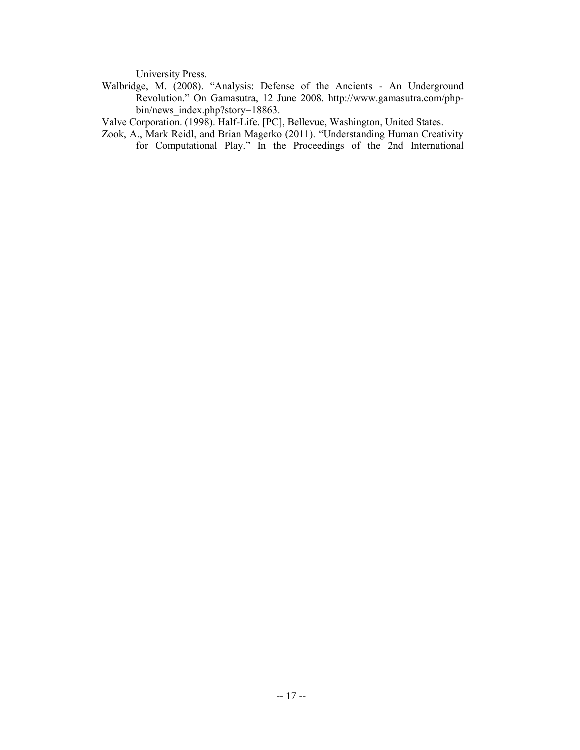University Press.

Walbridge, M. (2008). "Analysis: Defense of the Ancients - An Underground Revolution." On Gamasutra, 12 June 2008. http://www.gamasutra.com/php-bin/news_index.php?story=18863.

Valve Corporation. (1998). Half-Life. [PC], Bellevue, Washington, United States.

Zook, A., Mark Reidl, and Brian Magerko (2011). "Understanding Human Creativity for Computational Play." In the Proceedings of the 2nd International